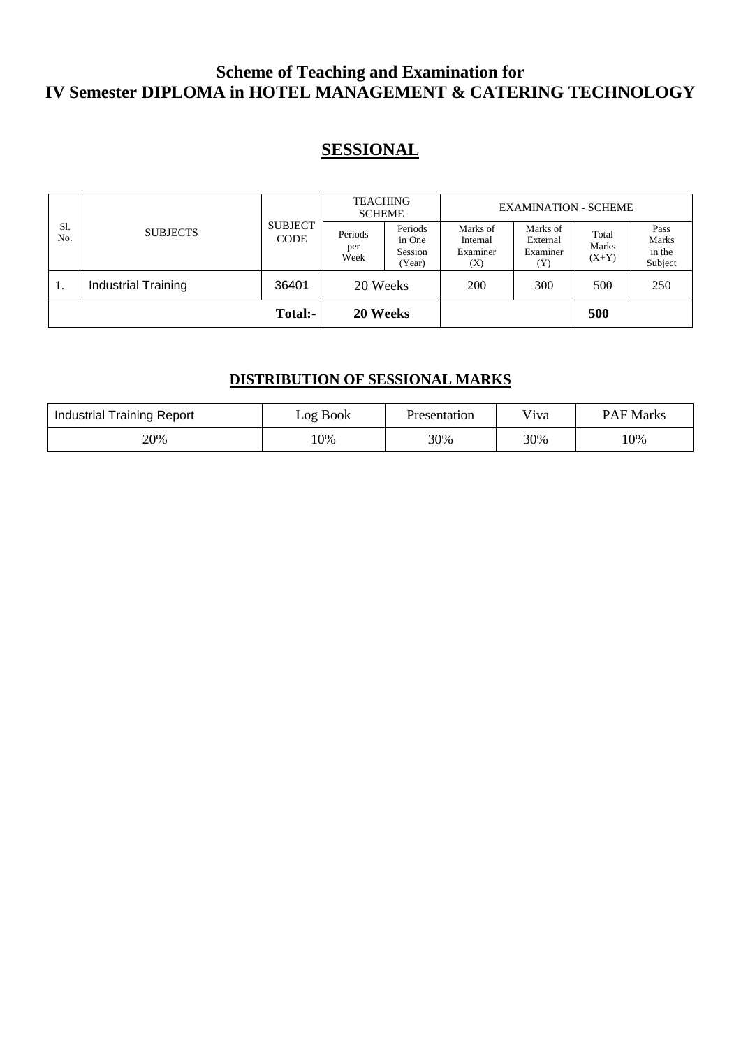# Scheme of Teaching and Examination for IV Semester DIPLOMA in HOTEL MANAGEMENT & CATERING TECHNOLOGY

## SESSIONAL

| Sl. No. | SUBJECTS | SUBJECT CODE | TEACHING SCHEME | | EXAMINATION - SCHEME | | | |
|---|---|---|---|---|---|---|---|---|
| | | | Periods per Week | Periods in One Session (Year) | Marks of Internal Examiner (X) | Marks of External Examiner (Y) | Total Marks (X+Y) | Pass Marks in the Subject |
| 1. | Industrial Training | 36401 | 20 Weeks | | 200 | 300 | 500 | 250 |
| | | **Total:-** | **20 Weeks** | | | | **500** | |

### DISTRIBUTION OF SESSIONAL MARKS

| Industrial Training Report | Log Book | Presentation | Viva | PAF Marks |
|---|---|---|---|---|
| 20% | 10% | 30% | 30% | 10% |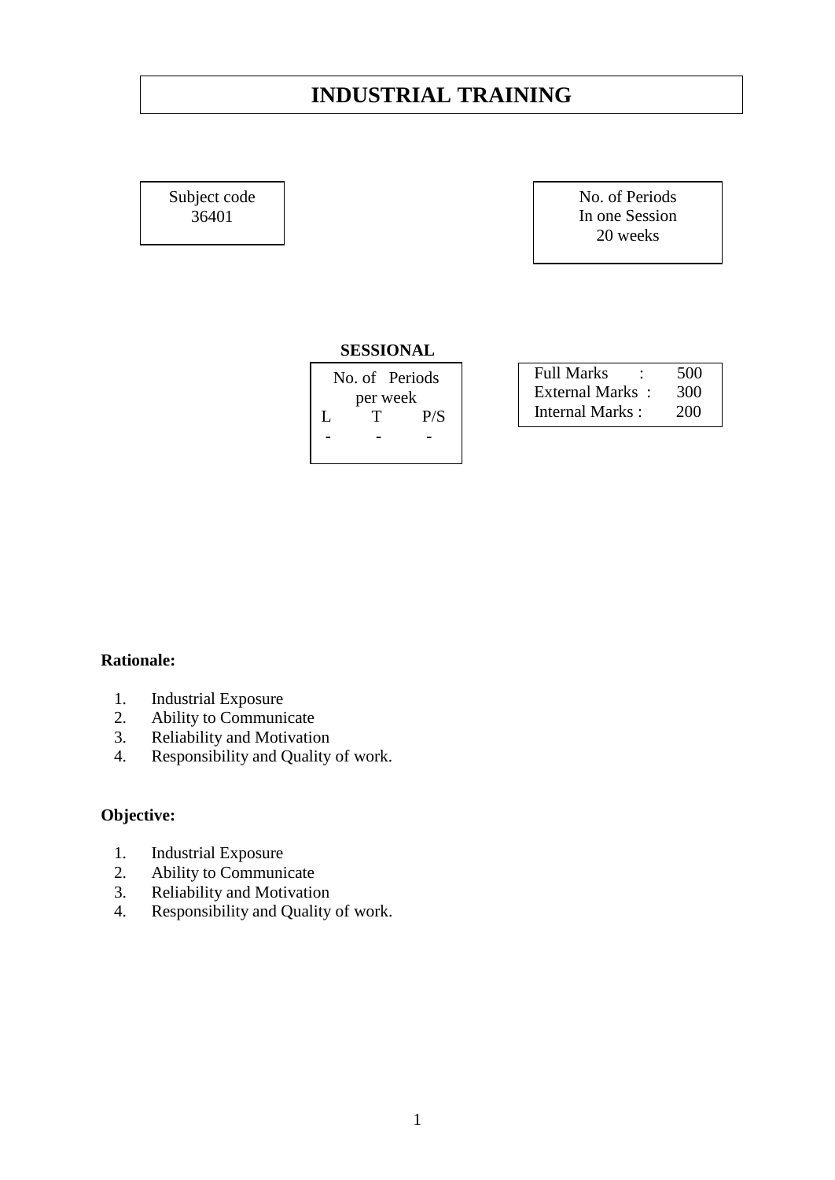# INDUSTRIAL TRAINING

| Subject code |
|---|
| 36401 |

| No. of Periods In one Session |
|---|
| 20 weeks |

**SESSIONAL**

| No. of Periods per week | | |
|---|---|---|
| L | T | P/S |
| - | - | - |

| | | |
|---|---|---|
| Full Marks | : | 500 |
| External Marks | : | 300 |
| Internal Marks | : | 200 |

**Rationale:**

1. Industrial Exposure
2. Ability to Communicate
3. Reliability and Motivation
4. Responsibility and Quality of work.

**Objective:**

1. Industrial Exposure
2. Ability to Communicate
3. Reliability and Motivation
4. Responsibility and Quality of work.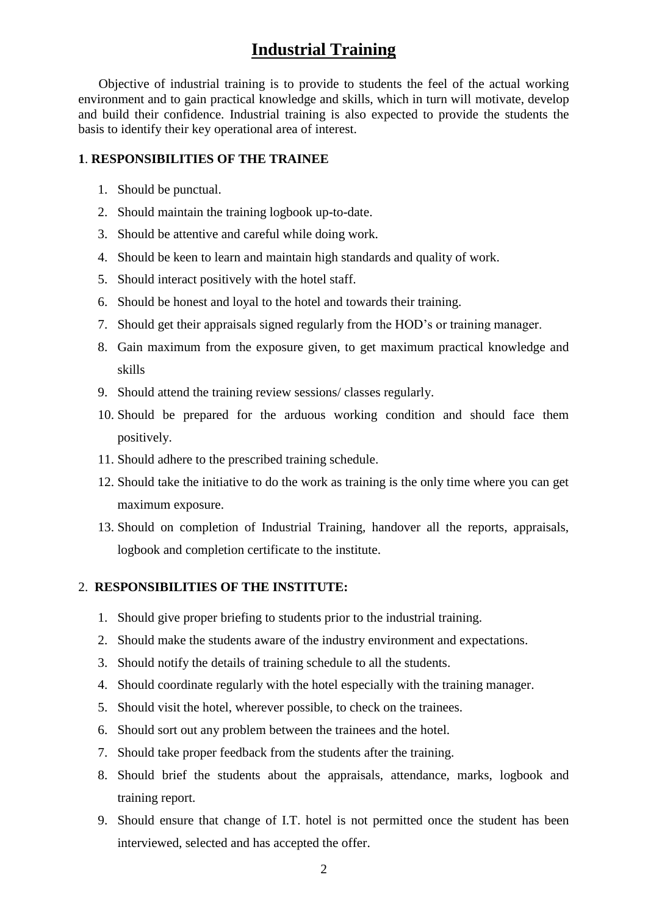# Industrial Training

Objective of industrial training is to provide to students the feel of the actual working environment and to gain practical knowledge and skills, which in turn will motivate, develop and build their confidence. Industrial training is also expected to provide the students the basis to identify their key operational area of interest.

**1**. **RESPONSIBILITIES OF THE TRAINEE**

1. Should be punctual.
2. Should maintain the training logbook up-to-date.
3. Should be attentive and careful while doing work.
4. Should be keen to learn and maintain high standards and quality of work.
5. Should interact positively with the hotel staff.
6. Should be honest and loyal to the hotel and towards their training.
7. Should get their appraisals signed regularly from the HOD's or training manager.
8. Gain maximum from the exposure given, to get maximum practical knowledge and skills
9. Should attend the training review sessions/ classes regularly.
10. Should be prepared for the arduous working condition and should face them positively.
11. Should adhere to the prescribed training schedule.
12. Should take the initiative to do the work as training is the only time where you can get maximum exposure.
13. Should on completion of Industrial Training, handover all the reports, appraisals, logbook and completion certificate to the institute.

2. **RESPONSIBILITIES OF THE INSTITUTE:**

1. Should give proper briefing to students prior to the industrial training.
2. Should make the students aware of the industry environment and expectations.
3. Should notify the details of training schedule to all the students.
4. Should coordinate regularly with the hotel especially with the training manager.
5. Should visit the hotel, wherever possible, to check on the trainees.
6. Should sort out any problem between the trainees and the hotel.
7. Should take proper feedback from the students after the training.
8. Should brief the students about the appraisals, attendance, marks, logbook and training report.
9. Should ensure that change of I.T. hotel is not permitted once the student has been interviewed, selected and has accepted the offer.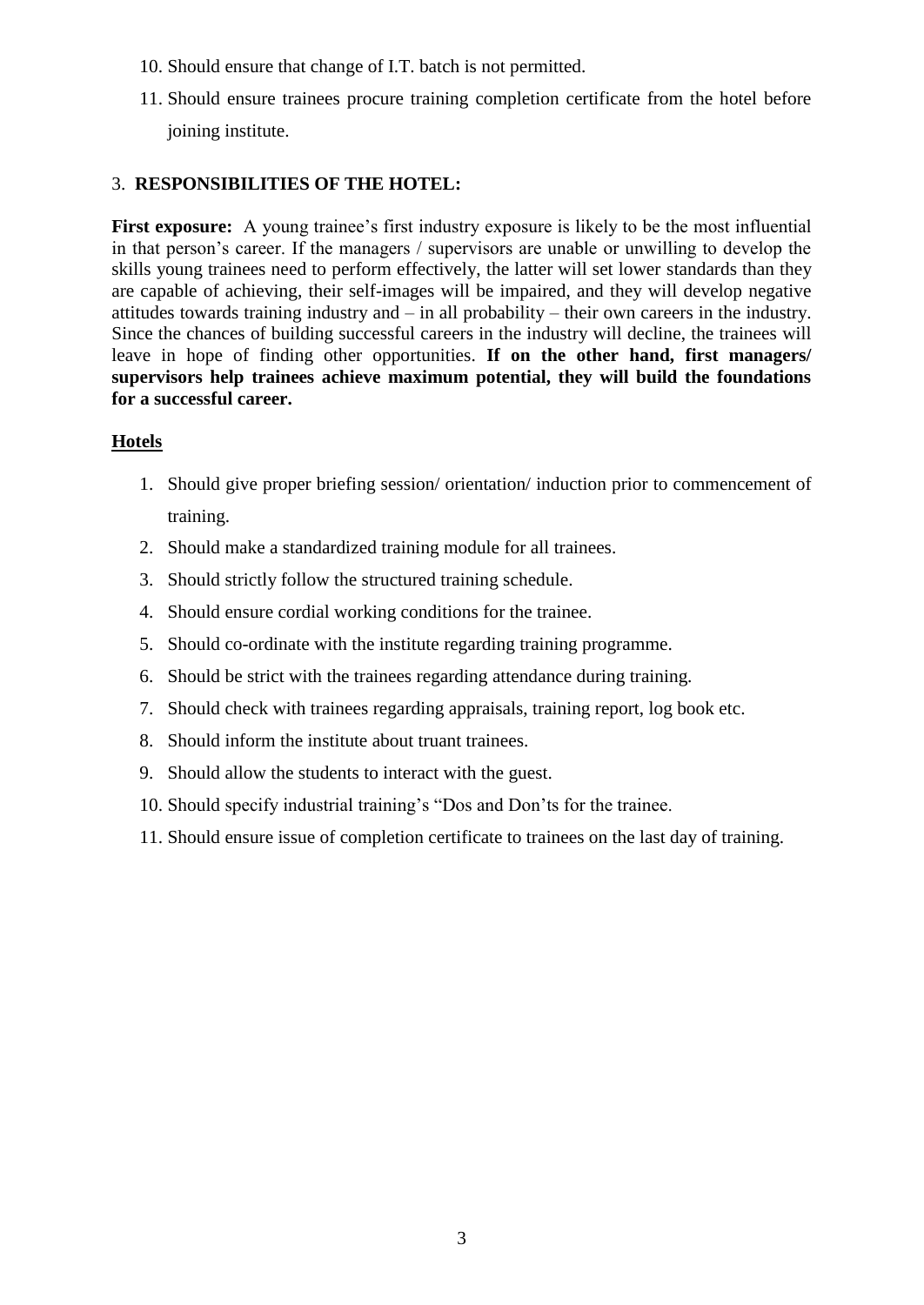10. Should ensure that change of I.T. batch is not permitted.
11. Should ensure trainees procure training completion certificate from the hotel before joining institute.

## 3. RESPONSIBILITIES OF THE HOTEL:

**First exposure:** A young trainee's first industry exposure is likely to be the most influential in that person's career. If the managers / supervisors are unable or unwilling to develop the skills young trainees need to perform effectively, the latter will set lower standards than they are capable of achieving, their self-images will be impaired, and they will develop negative attitudes towards training industry and – in all probability – their own careers in the industry. Since the chances of building successful careers in the industry will decline, the trainees will leave in hope of finding other opportunities. **If on the other hand, first managers/ supervisors help trainees achieve maximum potential, they will build the foundations for a successful career.**

### Hotels

1. Should give proper briefing session/ orientation/ induction prior to commencement of training.
2. Should make a standardized training module for all trainees.
3. Should strictly follow the structured training schedule.
4. Should ensure cordial working conditions for the trainee.
5. Should co-ordinate with the institute regarding training programme.
6. Should be strict with the trainees regarding attendance during training.
7. Should check with trainees regarding appraisals, training report, log book etc.
8. Should inform the institute about truant trainees.
9. Should allow the students to interact with the guest.
10. Should specify industrial training's "Dos and Don'ts for the trainee.
11. Should ensure issue of completion certificate to trainees on the last day of training.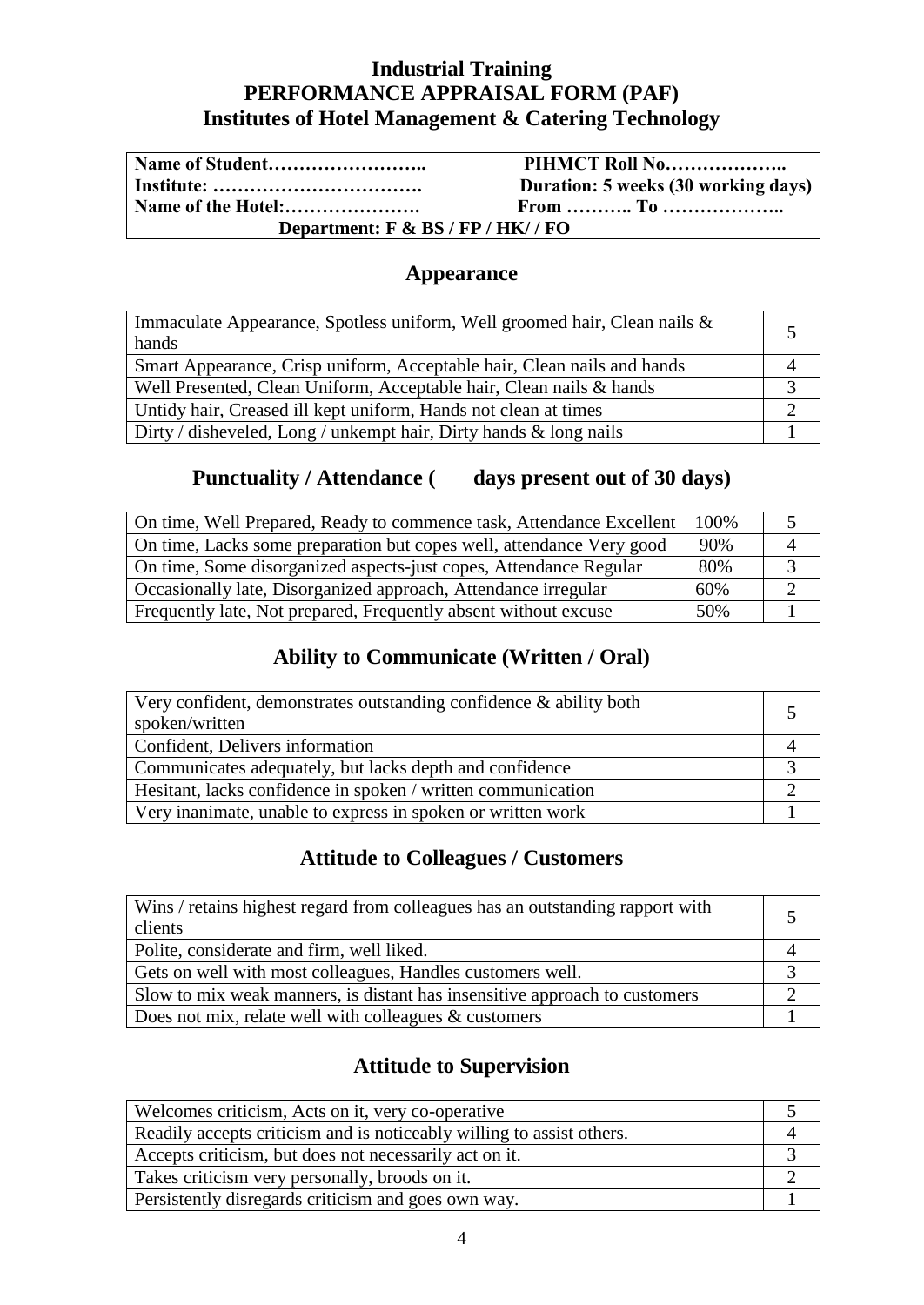**Industrial Training**
**PERFORMANCE APPRAISAL FORM (PAF)**
**Institutes of Hotel Management & Catering Technology**

| | |
|---|---|
| **Name of Student……………………..** | **PIHMCT Roll No………………..** |
| **Institute: …………………………….** | **Duration: 5 weeks (30 working days)** |
| **Name of the Hotel:………………….** | **From ……….. To ………………..** |
| **Department: F & BS / FP / HK/ / FO** | |

## Appearance

| | |
|---|---|
| Immaculate Appearance, Spotless uniform, Well groomed hair, Clean nails & hands | 5 |
| Smart Appearance, Crisp uniform, Acceptable hair, Clean nails and hands | 4 |
| Well Presented, Clean Uniform, Acceptable hair, Clean nails & hands | 3 |
| Untidy hair, Creased ill kept uniform, Hands not clean at times | 2 |
| Dirty / disheveled, Long / unkempt hair, Dirty hands & long nails | 1 |

## Punctuality / Attendance (      days present out of 30 days)

| | | |
|---|---|---|
| On time, Well Prepared, Ready to commence task, Attendance Excellent | 100% | 5 |
| On time, Lacks some preparation but copes well, attendance Very good | 90% | 4 |
| On time, Some disorganized aspects-just copes, Attendance Regular | 80% | 3 |
| Occasionally late, Disorganized approach, Attendance irregular | 60% | 2 |
| Frequently late, Not prepared, Frequently absent without excuse | 50% | 1 |

## Ability to Communicate (Written / Oral)

| | |
|---|---|
| Very confident, demonstrates outstanding confidence & ability both spoken/written | 5 |
| Confident, Delivers information | 4 |
| Communicates adequately, but lacks depth and confidence | 3 |
| Hesitant, lacks confidence in spoken / written communication | 2 |
| Very inanimate, unable to express in spoken or written work | 1 |

## Attitude to Colleagues / Customers

| | |
|---|---|
| Wins / retains highest regard from colleagues has an outstanding rapport with clients | 5 |
| Polite, considerate and firm, well liked. | 4 |
| Gets on well with most colleagues, Handles customers well. | 3 |
| Slow to mix weak manners, is distant has insensitive approach to customers | 2 |
| Does not mix, relate well with colleagues & customers | 1 |

## Attitude to Supervision

| | |
|---|---|
| Welcomes criticism, Acts on it, very co-operative | 5 |
| Readily accepts criticism and is noticeably willing to assist others. | 4 |
| Accepts criticism, but does not necessarily act on it. | 3 |
| Takes criticism very personally, broods on it. | 2 |
| Persistently disregards criticism and goes own way. | 1 |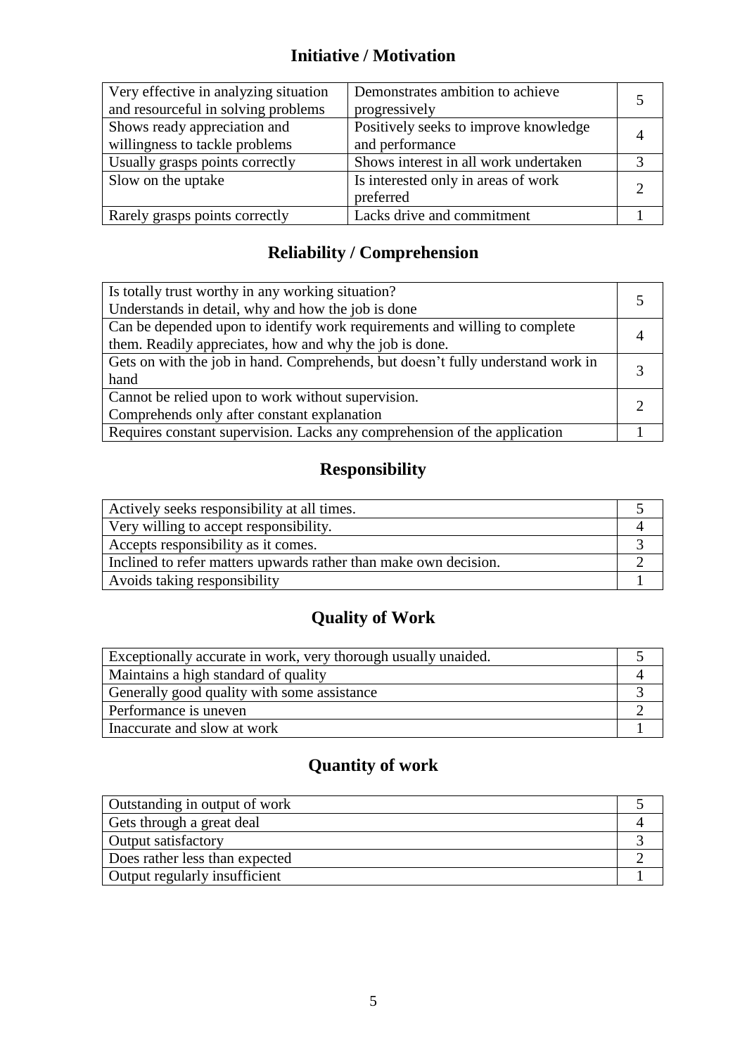## Initiative / Motivation

| | | |
|---|---|---|
| Very effective in analyzing situation and resourceful in solving problems | Demonstrates ambition to achieve progressively | 5 |
| Shows ready appreciation and willingness to tackle problems | Positively seeks to improve knowledge and performance | 4 |
| Usually grasps points correctly | Shows interest in all work undertaken | 3 |
| Slow on the uptake | Is interested only in areas of work preferred | 2 |
| Rarely grasps points correctly | Lacks drive and commitment | 1 |

## Reliability / Comprehension

| | |
|---|---|
| Is totally trust worthy in any working situation? Understands in detail, why and how the job is done | 5 |
| Can be depended upon to identify work requirements and willing to complete them. Readily appreciates, how and why the job is done. | 4 |
| Gets on with the job in hand. Comprehends, but doesn't fully understand work in hand | 3 |
| Cannot be relied upon to work without supervision. Comprehends only after constant explanation | 2 |
| Requires constant supervision. Lacks any comprehension of the application | 1 |

## Responsibility

| | |
|---|---|
| Actively seeks responsibility at all times. | 5 |
| Very willing to accept responsibility. | 4 |
| Accepts responsibility as it comes. | 3 |
| Inclined to refer matters upwards rather than make own decision. | 2 |
| Avoids taking responsibility | 1 |

## Quality of Work

| | |
|---|---|
| Exceptionally accurate in work, very thorough usually unaided. | 5 |
| Maintains a high standard of quality | 4 |
| Generally good quality with some assistance | 3 |
| Performance is uneven | 2 |
| Inaccurate and slow at work | 1 |

## Quantity of work

| | |
|---|---|
| Outstanding in output of work | 5 |
| Gets through a great deal | 4 |
| Output satisfactory | 3 |
| Does rather less than expected | 2 |
| Output regularly insufficient | 1 |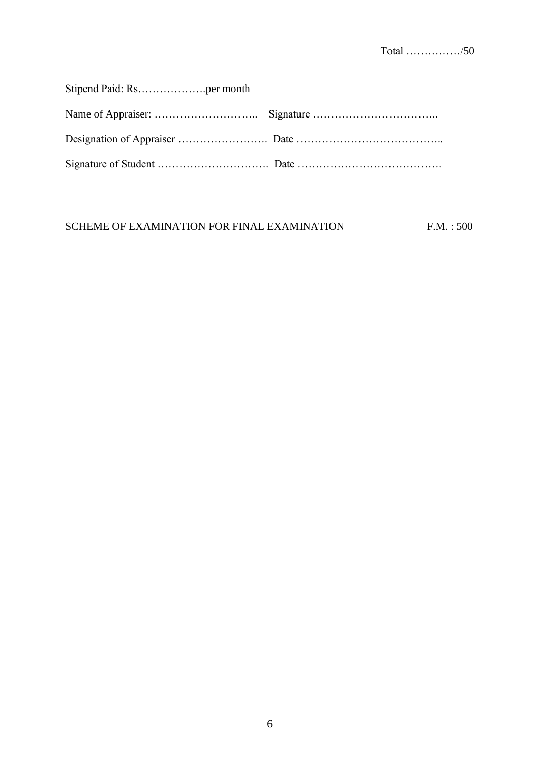Total ……………/50

Stipend Paid: Rs……………….per month

Name of Appraiser: ……………………….. Signature ……………………………..

Designation of Appraiser ……………………. Date …………………………………..

Signature of Student …………………………. Date ………………………………….

SCHEME OF EXAMINATION FOR FINAL EXAMINATION F.M. : 500